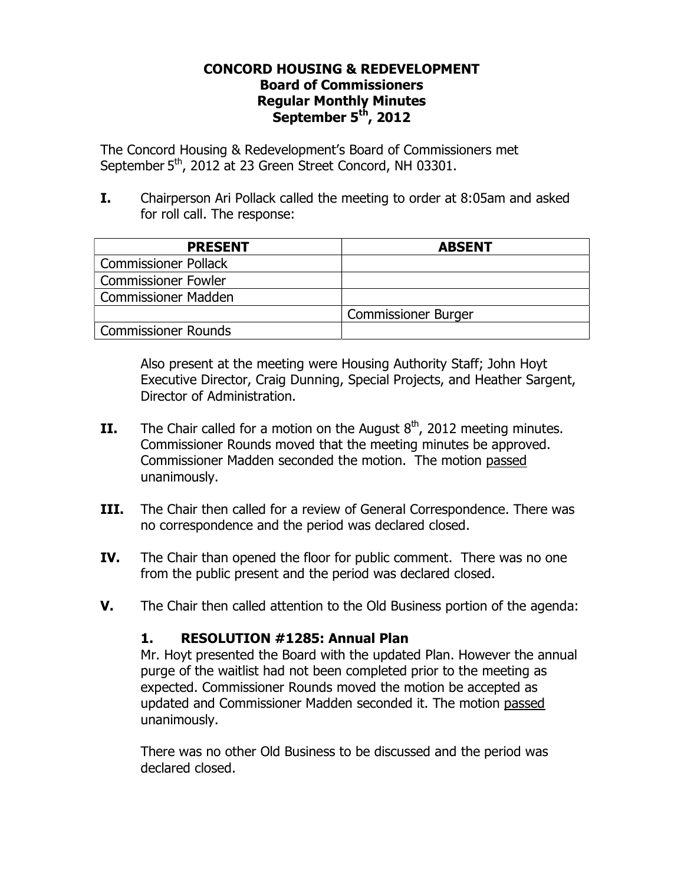# CONCORD HOUSING & REDEVELOPMENT
## Board of Commissioners
## Regular Monthly Minutes
## September 5th, 2012

The Concord Housing & Redevelopment's Board of Commissioners met September 5th, 2012 at 23 Green Street Concord, NH 03301.

**I.** Chairperson Ari Pollack called the meeting to order at 8:05am and asked for roll call. The response:

| PRESENT | ABSENT |
|---|---|
| Commissioner Pollack | |
| Commissioner Fowler | |
| Commissioner Madden | |
| | Commissioner Burger |
| Commissioner Rounds | |

Also present at the meeting were Housing Authority Staff; John Hoyt Executive Director, Craig Dunning, Special Projects, and Heather Sargent, Director of Administration.

**II.** The Chair called for a motion on the August 8th, 2012 meeting minutes. Commissioner Rounds moved that the meeting minutes be approved. Commissioner Madden seconded the motion. The motion passed unanimously.

**III.** The Chair then called for a review of General Correspondence. There was no correspondence and the period was declared closed.

**IV.** The Chair than opened the floor for public comment. There was no one from the public present and the period was declared closed.

**V.** The Chair then called attention to the Old Business portion of the agenda:

### 1. RESOLUTION #1285: Annual Plan

Mr. Hoyt presented the Board with the updated Plan. However the annual purge of the waitlist had not been completed prior to the meeting as expected. Commissioner Rounds moved the motion be accepted as updated and Commissioner Madden seconded it. The motion passed unanimously.

There was no other Old Business to be discussed and the period was declared closed.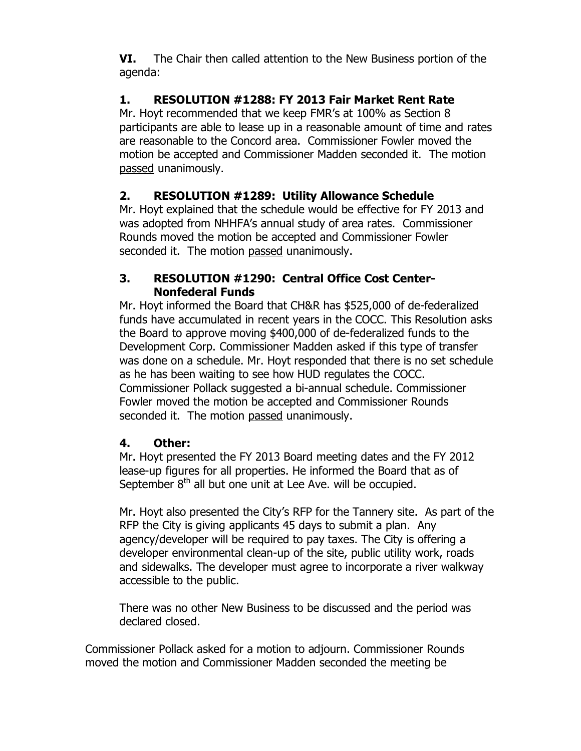**VI.** The Chair then called attention to the New Business portion of the agenda:

### 1. RESOLUTION #1288: FY 2013 Fair Market Rent Rate

Mr. Hoyt recommended that we keep FMR's at 100% as Section 8 participants are able to lease up in a reasonable amount of time and rates are reasonable to the Concord area. Commissioner Fowler moved the motion be accepted and Commissioner Madden seconded it. The motion passed unanimously.

### 2. RESOLUTION #1289: Utility Allowance Schedule

Mr. Hoyt explained that the schedule would be effective for FY 2013 and was adopted from NHHFA's annual study of area rates. Commissioner Rounds moved the motion be accepted and Commissioner Fowler seconded it. The motion passed unanimously.

### 3. RESOLUTION #1290: Central Office Cost Center-Nonfederal Funds

Mr. Hoyt informed the Board that CH&R has $525,000 of de-federalized funds have accumulated in recent years in the COCC. This Resolution asks the Board to approve moving $400,000 of de-federalized funds to the Development Corp. Commissioner Madden asked if this type of transfer was done on a schedule. Mr. Hoyt responded that there is no set schedule as he has been waiting to see how HUD regulates the COCC. Commissioner Pollack suggested a bi-annual schedule. Commissioner Fowler moved the motion be accepted and Commissioner Rounds seconded it. The motion passed unanimously.

### 4. Other:

Mr. Hoyt presented the FY 2013 Board meeting dates and the FY 2012 lease-up figures for all properties. He informed the Board that as of September 8th all but one unit at Lee Ave. will be occupied.

Mr. Hoyt also presented the City's RFP for the Tannery site. As part of the RFP the City is giving applicants 45 days to submit a plan. Any agency/developer will be required to pay taxes. The City is offering a developer environmental clean-up of the site, public utility work, roads and sidewalks. The developer must agree to incorporate a river walkway accessible to the public.

There was no other New Business to be discussed and the period was declared closed.

Commissioner Pollack asked for a motion to adjourn. Commissioner Rounds moved the motion and Commissioner Madden seconded the meeting be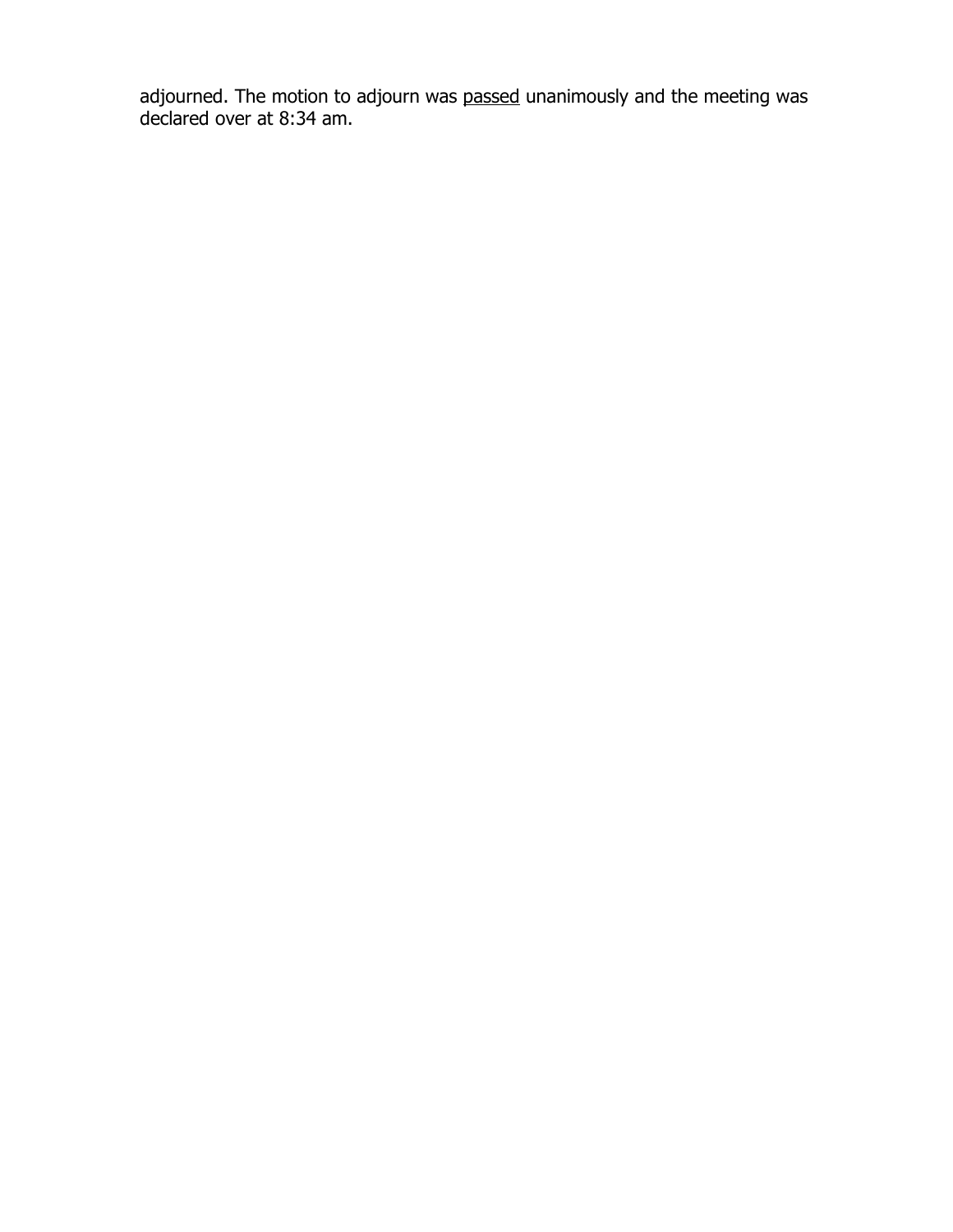adjourned. The motion to adjourn was <u>passed</u> unanimously and the meeting was declared over at 8:34 am.